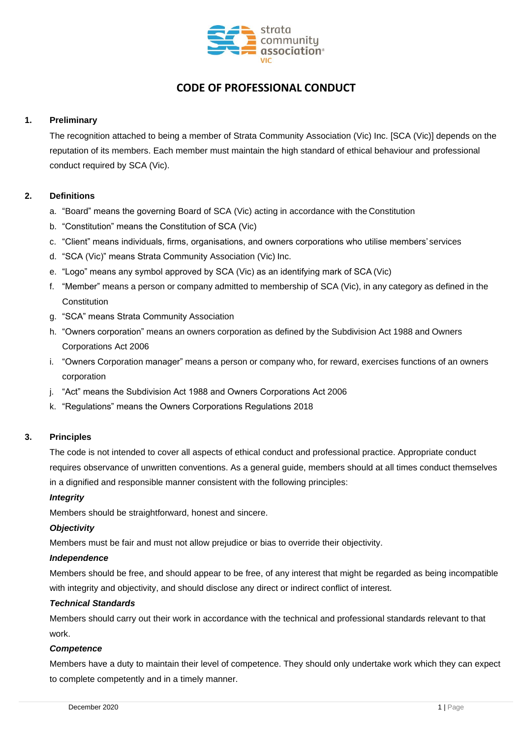# CODE OF PROFESSIONAL CONDUCT

## 1. Preliminary

The recognition attached to being a member of Strata Community Association (Vic) Inc. [SCA (Vic)] depends on the reputation of its members. Each member must maintain the high standard of ethical behaviour and professional conduct required by SCA (Vic).

## 2. Definitions

a. “Board” means the governing Board of SCA (Vic) acting in accordance with the Constitution
b. “Constitution” means the Constitution of SCA (Vic)
c. “Client” means individuals, firms, organisations, and owners corporations who utilise members' services
d. “SCA (Vic)” means Strata Community Association (Vic) Inc.
e. “Logo” means any symbol approved by SCA (Vic) as an identifying mark of SCA (Vic)
f. “Member” means a person or company admitted to membership of SCA (Vic), in any category as defined in the Constitution
g. “SCA” means Strata Community Association
h. “Owners corporation” means an owners corporation as defined by the Subdivision Act 1988 and Owners Corporations Act 2006
i. “Owners Corporation manager” means a person or company who, for reward, exercises functions of an owners corporation
j. “Act” means the Subdivision Act 1988 and Owners Corporations Act 2006
k. “Regulations” means the Owners Corporations Regulations 2018

## 3. Principles

The code is not intended to cover all aspects of ethical conduct and professional practice. Appropriate conduct requires observance of unwritten conventions. As a general guide, members should at all times conduct themselves in a dignified and responsible manner consistent with the following principles:

***Integrity***

Members should be straightforward, honest and sincere.

***Objectivity***

Members must be fair and must not allow prejudice or bias to override their objectivity.

***Independence***

Members should be free, and should appear to be free, of any interest that might be regarded as being incompatible with integrity and objectivity, and should disclose any direct or indirect conflict of interest.

***Technical Standards***

Members should carry out their work in accordance with the technical and professional standards relevant to that work.

***Competence***

Members have a duty to maintain their level of competence. They should only undertake work which they can expect to complete competently and in a timely manner.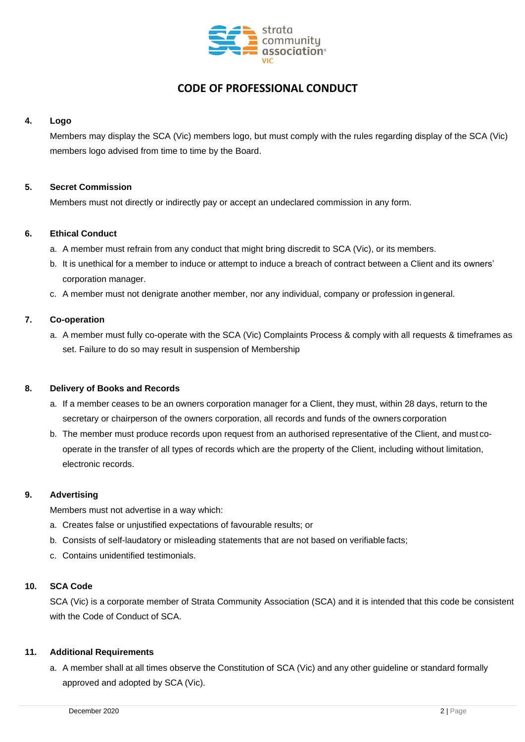# CODE OF PROFESSIONAL CONDUCT

## 4. Logo

Members may display the SCA (Vic) members logo, but must comply with the rules regarding display of the SCA (Vic) members logo advised from time to time by the Board.

## 5. Secret Commission

Members must not directly or indirectly pay or accept an undeclared commission in any form.

## 6. Ethical Conduct

a. A member must refrain from any conduct that might bring discredit to SCA (Vic), or its members.

b. It is unethical for a member to induce or attempt to induce a breach of contract between a Client and its owners' corporation manager.

c. A member must not denigrate another member, nor any individual, company or profession in general.

## 7. Co-operation

a. A member must fully co-operate with the SCA (Vic) Complaints Process & comply with all requests & timeframes as set. Failure to do so may result in suspension of Membership

## 8. Delivery of Books and Records

a. If a member ceases to be an owners corporation manager for a Client, they must, within 28 days, return to the secretary or chairperson of the owners corporation, all records and funds of the owners corporation

b. The member must produce records upon request from an authorised representative of the Client, and must co-operate in the transfer of all types of records which are the property of the Client, including without limitation, electronic records.

## 9. Advertising

Members must not advertise in a way which:

a. Creates false or unjustified expectations of favourable results; or

b. Consists of self-laudatory or misleading statements that are not based on verifiable facts;

c. Contains unidentified testimonials.

## 10. SCA Code

SCA (Vic) is a corporate member of Strata Community Association (SCA) and it is intended that this code be consistent with the Code of Conduct of SCA.

## 11. Additional Requirements

a. A member shall at all times observe the Constitution of SCA (Vic) and any other guideline or standard formally approved and adopted by SCA (Vic).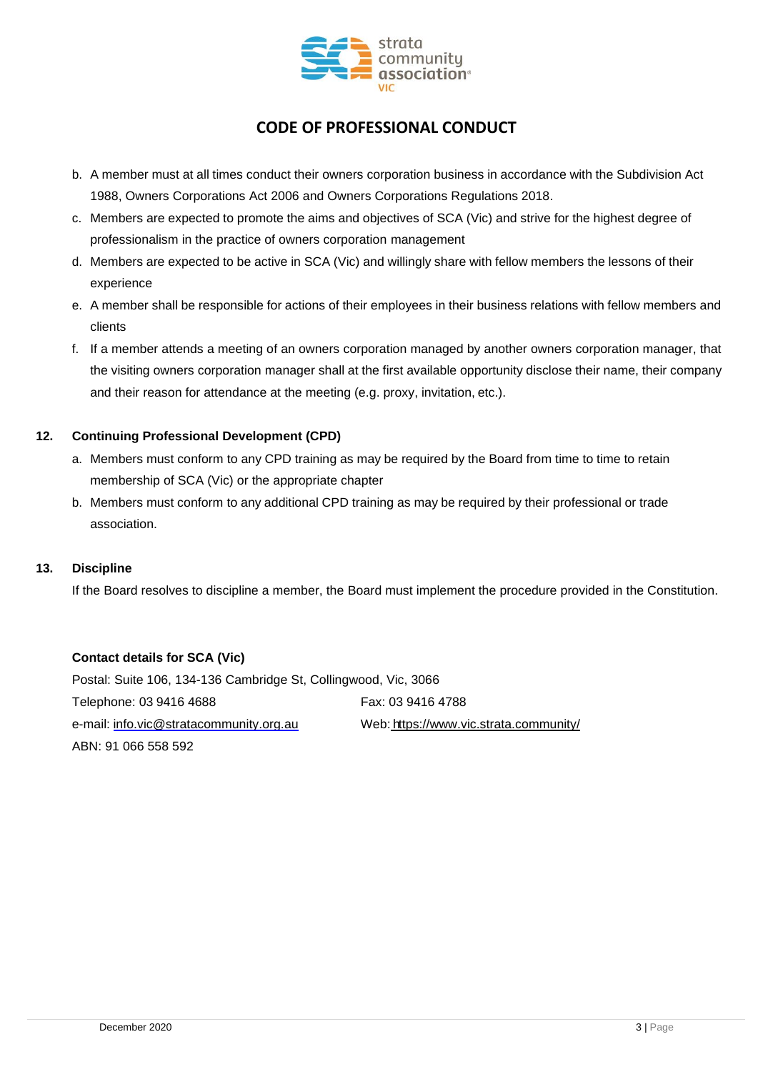# CODE OF PROFESSIONAL CONDUCT

b. A member must at all times conduct their owners corporation business in accordance with the Subdivision Act 1988, Owners Corporations Act 2006 and Owners Corporations Regulations 2018.

c. Members are expected to promote the aims and objectives of SCA (Vic) and strive for the highest degree of professionalism in the practice of owners corporation management

d. Members are expected to be active in SCA (Vic) and willingly share with fellow members the lessons of their experience

e. A member shall be responsible for actions of their employees in their business relations with fellow members and clients

f. If a member attends a meeting of an owners corporation managed by another owners corporation manager, that the visiting owners corporation manager shall at the first available opportunity disclose their name, their company and their reason for attendance at the meeting (e.g. proxy, invitation, etc.).

## 12. Continuing Professional Development (CPD)

a. Members must conform to any CPD training as may be required by the Board from time to time to retain membership of SCA (Vic) or the appropriate chapter

b. Members must conform to any additional CPD training as may be required by their professional or trade association.

## 13. Discipline

If the Board resolves to discipline a member, the Board must implement the procedure provided in the Constitution.

**Contact details for SCA (Vic)**

Postal: Suite 106, 134-136 Cambridge St, Collingwood, Vic, 3066

Telephone: 03 9416 4688

Fax: 03 9416 4788

e-mail: info.vic@stratacommunity.org.au

Web: https://www.vic.strata.community/

ABN: 91 066 558 592